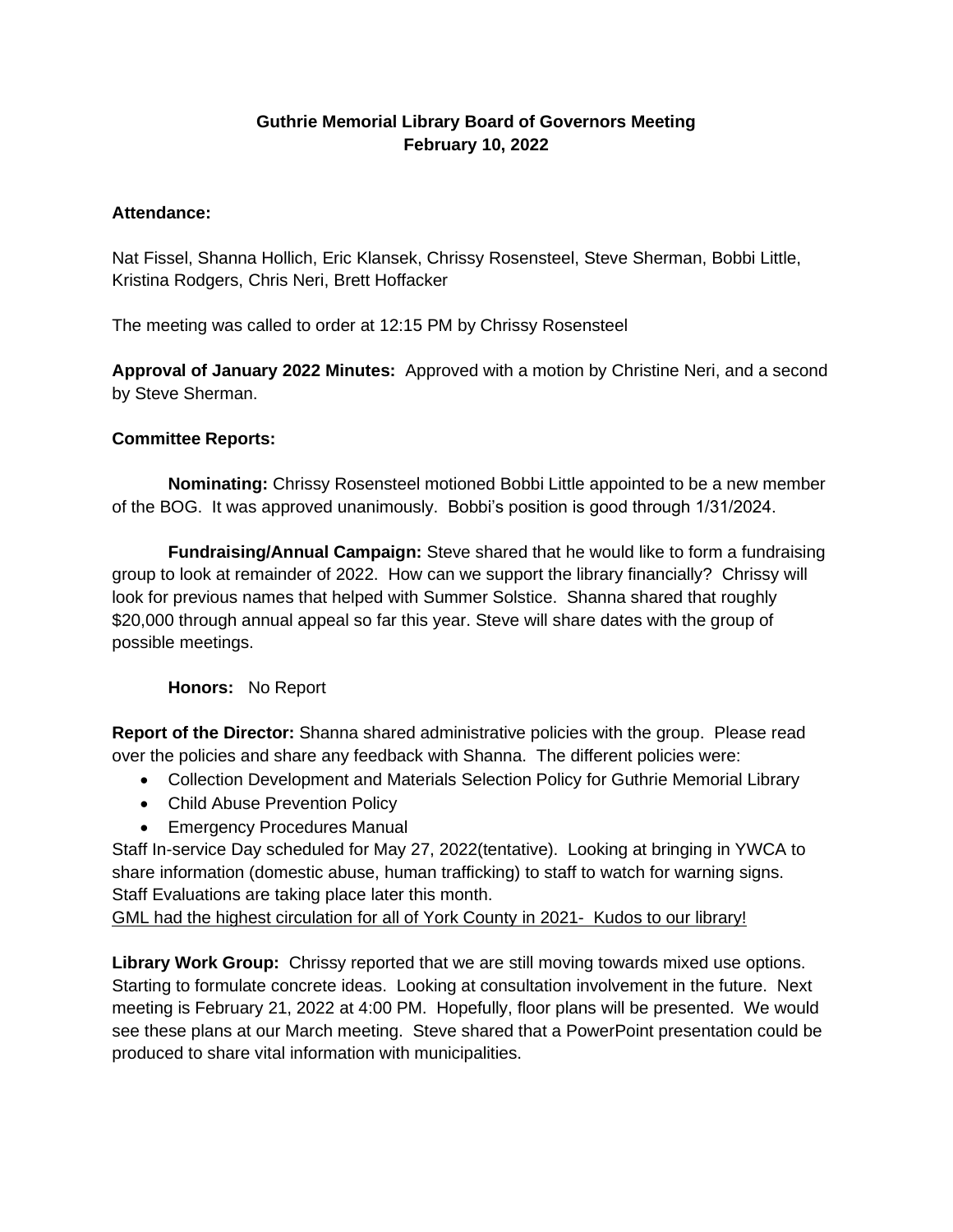# Guthrie Memorial Library Board of Governors Meeting
## February 10, 2022

**Attendance:**

Nat Fissel, Shanna Hollich, Eric Klansek, Chrissy Rosensteel, Steve Sherman, Bobbi Little, Kristina Rodgers, Chris Neri, Brett Hoffacker

The meeting was called to order at 12:15 PM by Chrissy Rosensteel

**Approval of January 2022 Minutes:** Approved with a motion by Christine Neri, and a second by Steve Sherman.

**Committee Reports:**

**Nominating:** Chrissy Rosensteel motioned Bobbi Little appointed to be a new member of the BOG. It was approved unanimously. Bobbi's position is good through 1/31/2024.

**Fundraising/Annual Campaign:** Steve shared that he would like to form a fundraising group to look at remainder of 2022. How can we support the library financially? Chrissy will look for previous names that helped with Summer Solstice. Shanna shared that roughly $20,000 through annual appeal so far this year. Steve will share dates with the group of possible meetings.

**Honors:** No Report

**Report of the Director:** Shanna shared administrative policies with the group. Please read over the policies and share any feedback with Shanna. The different policies were:

- Collection Development and Materials Selection Policy for Guthrie Memorial Library
- Child Abuse Prevention Policy
- Emergency Procedures Manual

Staff In-service Day scheduled for May 27, 2022(tentative). Looking at bringing in YWCA to share information (domestic abuse, human trafficking) to staff to watch for warning signs. Staff Evaluations are taking place later this month.
<u>GML had the highest circulation for all of York County in 2021- Kudos to our library!</u>

**Library Work Group:** Chrissy reported that we are still moving towards mixed use options. Starting to formulate concrete ideas. Looking at consultation involvement in the future. Next meeting is February 21, 2022 at 4:00 PM. Hopefully, floor plans will be presented. We would see these plans at our March meeting. Steve shared that a PowerPoint presentation could be produced to share vital information with municipalities.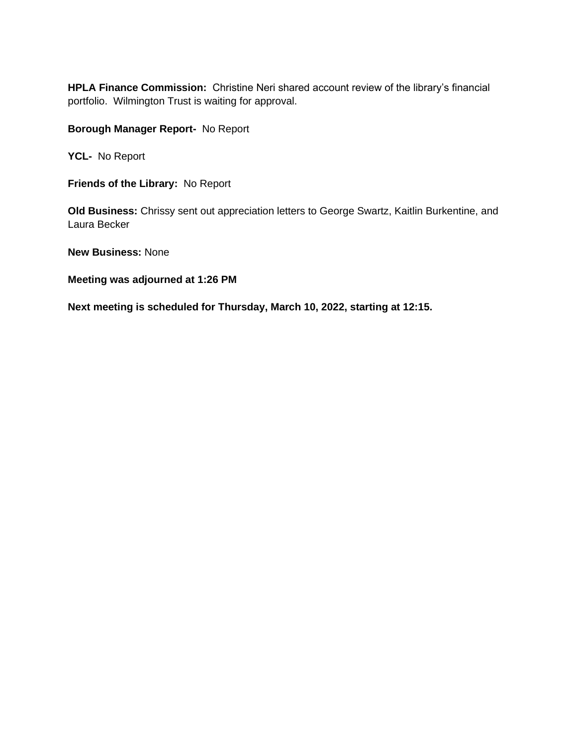**HPLA Finance Commission:** Christine Neri shared account review of the library's financial portfolio. Wilmington Trust is waiting for approval.

**Borough Manager Report-** No Report

**YCL-** No Report

**Friends of the Library:** No Report

**Old Business:** Chrissy sent out appreciation letters to George Swartz, Kaitlin Burkentine, and Laura Becker

**New Business:** None

**Meeting was adjourned at 1:26 PM**

**Next meeting is scheduled for Thursday, March 10, 2022, starting at 12:15.**